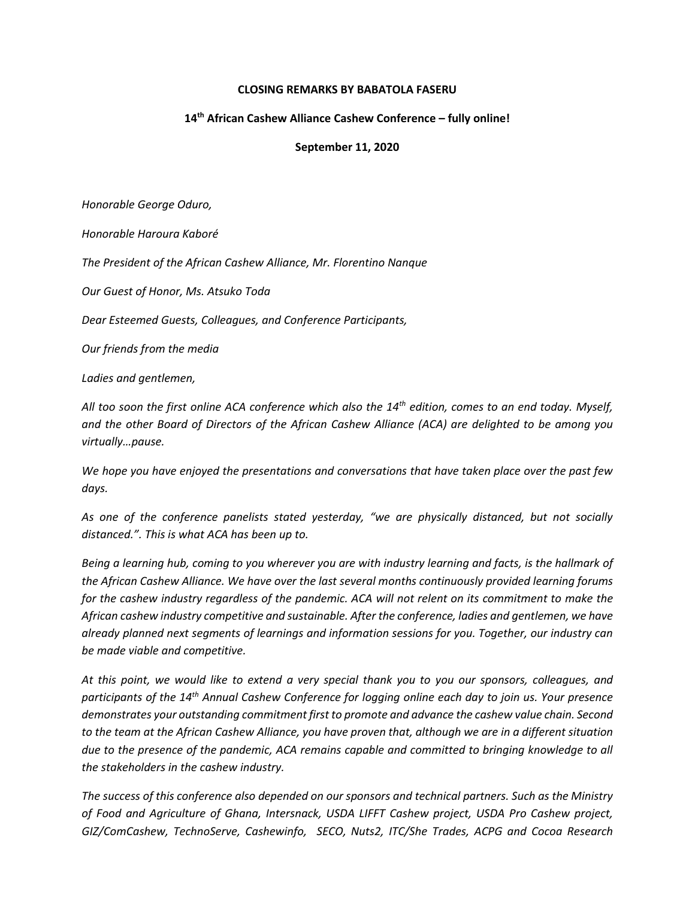**CLOSING REMARKS BY BABATOLA FASERU**

**14th African Cashew Alliance Cashew Conference – fully online!**

**September 11, 2020**

*Honorable George Oduro,*

*Honorable Haroura Kaboré*

*The President of the African Cashew Alliance, Mr. Florentino Nanque*

*Our Guest of Honor, Ms. Atsuko Toda*

*Dear Esteemed Guests, Colleagues, and Conference Participants,*

*Our friends from the media*

*Ladies and gentlemen,*

*All too soon the first online ACA conference which also the 14th edition, comes to an end today. Myself, and the other Board of Directors of the African Cashew Alliance (ACA) are delighted to be among you virtually…pause.*

*We hope you have enjoyed the presentations and conversations that have taken place over the past few days.*

*As one of the conference panelists stated yesterday, "we are physically distanced, but not socially distanced.". This is what ACA has been up to.*

*Being a learning hub, coming to you wherever you are with industry learning and facts, is the hallmark of the African Cashew Alliance. We have over the last several months continuously provided learning forums for the cashew industry regardless of the pandemic. ACA will not relent on its commitment to make the African cashew industry competitive and sustainable. After the conference, ladies and gentlemen, we have already planned next segments of learnings and information sessions for you. Together, our industry can be made viable and competitive.*

*At this point, we would like to extend a very special thank you to you our sponsors, colleagues, and participants of the 14th Annual Cashew Conference for logging online each day to join us. Your presence demonstrates your outstanding commitment first to promote and advance the cashew value chain. Second to the team at the African Cashew Alliance, you have proven that, although we are in a different situation due to the presence of the pandemic, ACA remains capable and committed to bringing knowledge to all the stakeholders in the cashew industry.*

*The success of this conference also depended on our sponsors and technical partners. Such as the Ministry of Food and Agriculture of Ghana, Intersnack, USDA LIFFT Cashew project, USDA Pro Cashew project, GIZ/ComCashew, TechnoServe, Cashewinfo, SECO, Nuts2, ITC/She Trades, ACPG and Cocoa Research*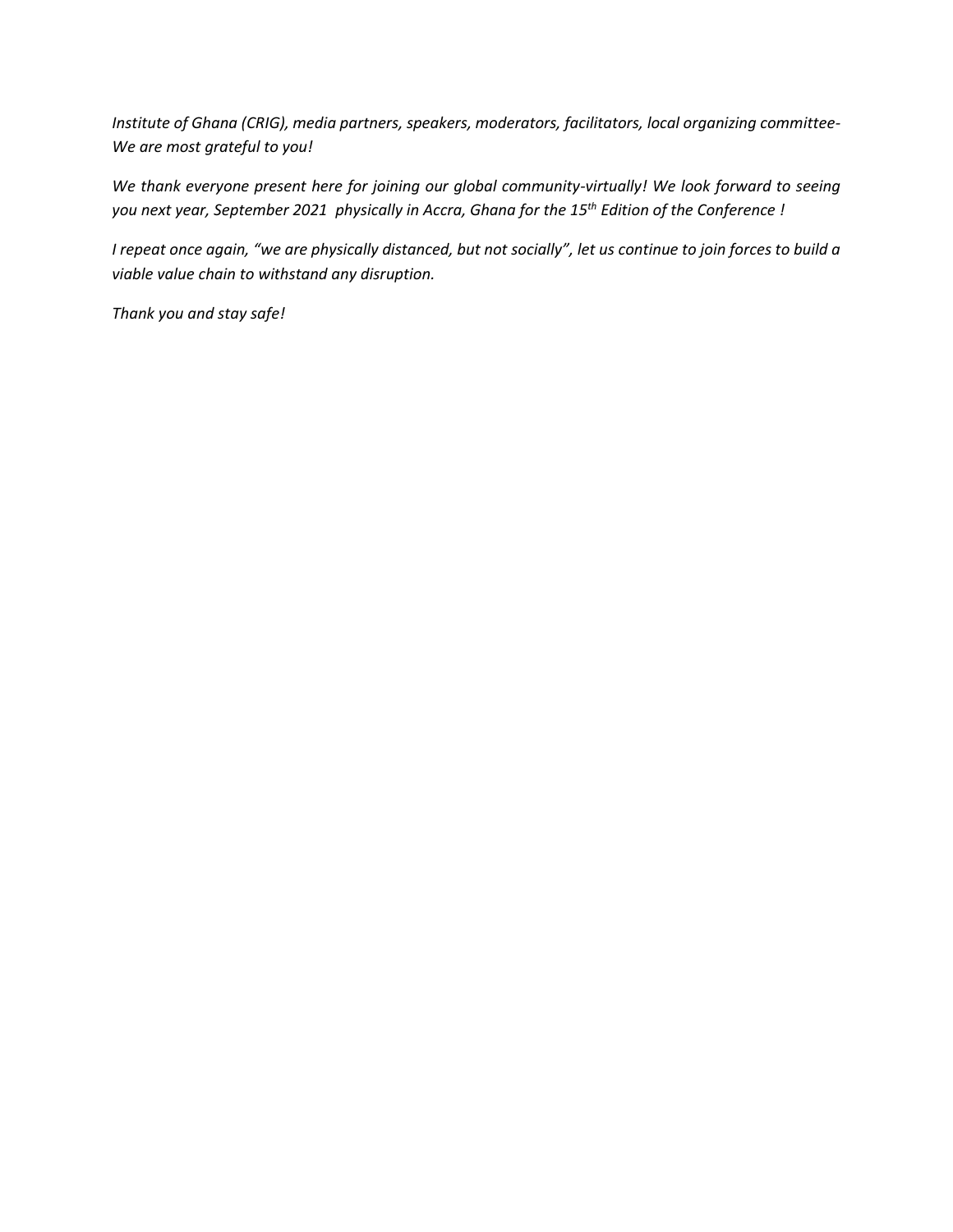*Institute of Ghana (CRIG), media partners, speakers, moderators, facilitators, local organizing committee- We are most grateful to you!*

*We thank everyone present here for joining our global community-virtually! We look forward to seeing you next year, September 2021 physically in Accra, Ghana for the 15th Edition of the Conference !*

*I repeat once again, "we are physically distanced, but not socially", let us continue to join forces to build a viable value chain to withstand any disruption.*

*Thank you and stay safe!*